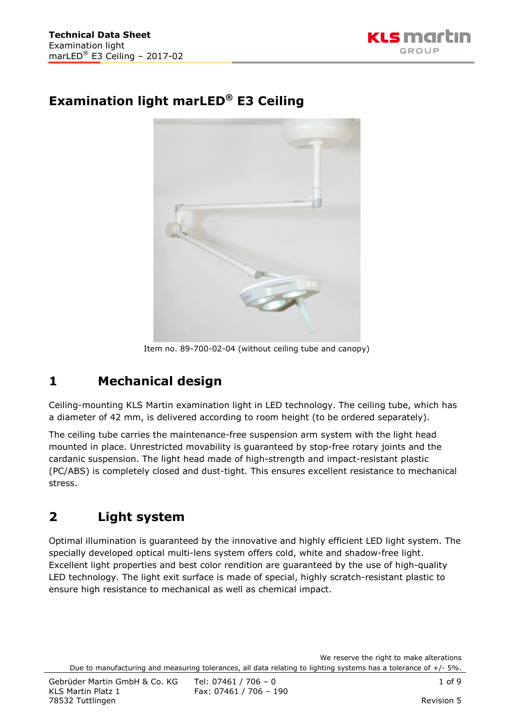# Examination light marLED® E3 Ceiling

Item no. 89-700-02-04 (without ceiling tube and canopy)

## 1 Mechanical design

Ceiling-mounting KLS Martin examination light in LED technology. The ceiling tube, which has a diameter of 42 mm, is delivered according to room height (to be ordered separately).

The ceiling tube carries the maintenance-free suspension arm system with the light head mounted in place. Unrestricted movability is guaranteed by stop-free rotary joints and the cardanic suspension. The light head made of high-strength and impact-resistant plastic (PC/ABS) is completely closed and dust-tight. This ensures excellent resistance to mechanical stress.

## 2 Light system

Optimal illumination is guaranteed by the innovative and highly efficient LED light system. The specially developed optical multi-lens system offers cold, white and shadow-free light. Excellent light properties and best color rendition are guaranteed by the use of high-quality LED technology. The light exit surface is made of special, highly scratch-resistant plastic to ensure high resistance to mechanical as well as chemical impact.

We reserve the right to make alterations

Due to manufacturing and measuring tolerances, all data relating to lighting systems has a tolerance of +/- 5%.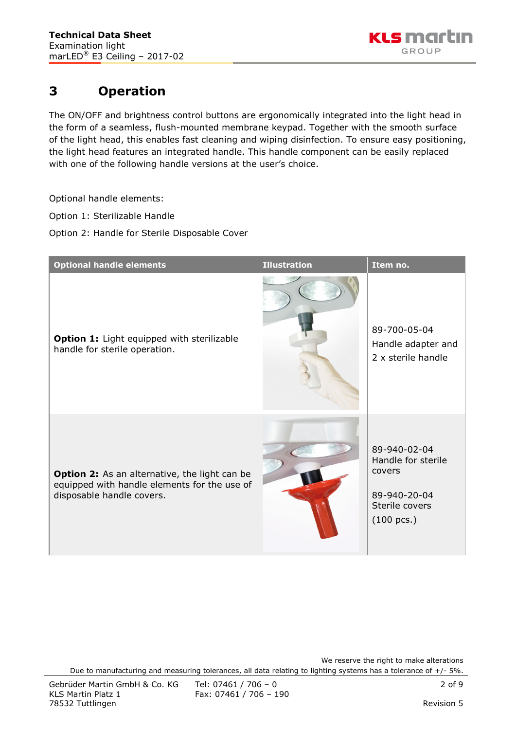# 3 Operation

The ON/OFF and brightness control buttons are ergonomically integrated into the light head in the form of a seamless, flush-mounted membrane keypad. Together with the smooth surface of the light head, this enables fast cleaning and wiping disinfection. To ensure easy positioning, the light head features an integrated handle. This handle component can be easily replaced with one of the following handle versions at the user's choice.

Optional handle elements:

Option 1: Sterilizable Handle

Option 2: Handle for Sterile Disposable Cover

| Optional handle elements | Illustration | Item no. |
|---|---|---|
| **Option 1:** Light equipped with sterilizable handle for sterile operation. | | 89-700-05-04<br>Handle adapter and<br>2 x sterile handle |
| **Option 2:** As an alternative, the light can be equipped with handle elements for the use of disposable handle covers. | | 89-940-02-04<br>Handle for sterile covers<br><br>89-940-20-04<br>Sterile covers<br>(100 pcs.) |

We reserve the right to make alterations

Due to manufacturing and measuring tolerances, all data relating to lighting systems has a tolerance of +/- 5%.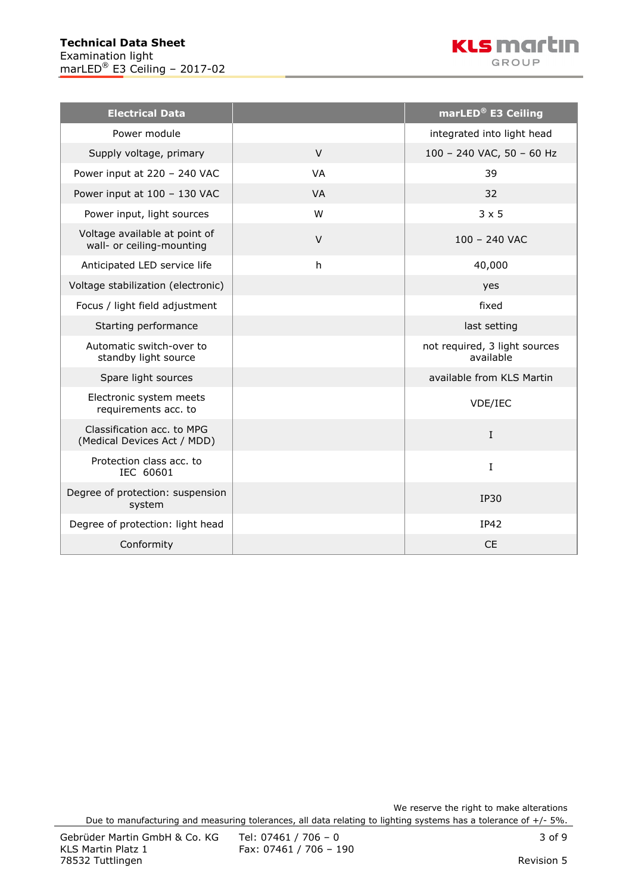| Electrical Data | | marLED® E3 Ceiling |
|---|---|---|
| Power module | | integrated into light head |
| Supply voltage, primary | V | 100 – 240 VAC, 50 – 60 Hz |
| Power input at 220 – 240 VAC | VA | 39 |
| Power input at 100 – 130 VAC | VA | 32 |
| Power input, light sources | W | 3 x 5 |
| Voltage available at point of wall- or ceiling-mounting | V | 100 – 240 VAC |
| Anticipated LED service life | h | 40,000 |
| Voltage stabilization (electronic) | | yes |
| Focus / light field adjustment | | fixed |
| Starting performance | | last setting |
| Automatic switch-over to standby light source | | not required, 3 light sources available |
| Spare light sources | | available from KLS Martin |
| Electronic system meets requirements acc. to | | VDE/IEC |
| Classification acc. to MPG (Medical Devices Act / MDD) | | I |
| Protection class acc. to IEC 60601 | | I |
| Degree of protection: suspension system | | IP30 |
| Degree of protection: light head | | IP42 |
| Conformity | | CE |

We reserve the right to make alterations

Due to manufacturing and measuring tolerances, all data relating to lighting systems has a tolerance of +/- 5%.

Gebrüder Martin GmbH & Co. KG
KLS Martin Platz 1
78532 Tuttlingen

Tel: 07461 / 706 – 0
Fax: 07461 / 706 – 190

Revision 5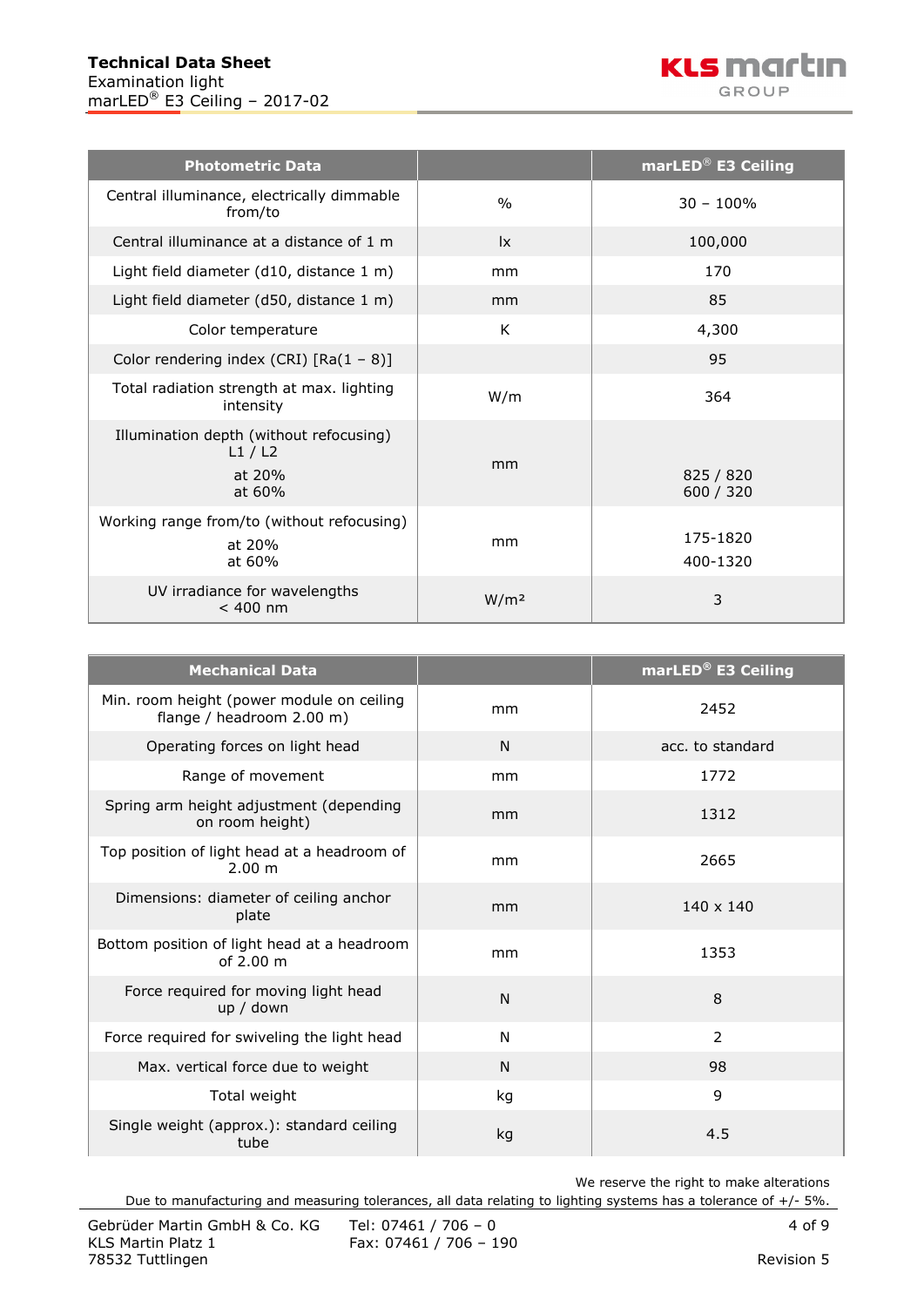| Photometric Data | | marLED® E3 Ceiling |
|---|---|---|
| Central illuminance, electrically dimmable from/to | % | 30 – 100% |
| Central illuminance at a distance of 1 m | lx | 100,000 |
| Light field diameter (d10, distance 1 m) | mm | 170 |
| Light field diameter (d50, distance 1 m) | mm | 85 |
| Color temperature | K | 4,300 |
| Color rendering index (CRI) [Ra(1 – 8)] | | 95 |
| Total radiation strength at max. lighting intensity | W/m | 364 |
| Illumination depth (without refocusing) L1 / L2<br>at 20%<br>at 60% | mm | <br>825 / 820<br>600 / 320 |
| Working range from/to (without refocusing)<br>at 20%<br>at 60% | mm | <br>175-1820<br>400-1320 |
| UV irradiance for wavelengths < 400 nm | W/m² | 3 |

| Mechanical Data | | marLED® E3 Ceiling |
|---|---|---|
| Min. room height (power module on ceiling flange / headroom 2.00 m) | mm | 2452 |
| Operating forces on light head | N | acc. to standard |
| Range of movement | mm | 1772 |
| Spring arm height adjustment (depending on room height) | mm | 1312 |
| Top position of light head at a headroom of 2.00 m | mm | 2665 |
| Dimensions: diameter of ceiling anchor plate | mm | 140 x 140 |
| Bottom position of light head at a headroom of 2.00 m | mm | 1353 |
| Force required for moving light head up / down | N | 8 |
| Force required for swiveling the light head | N | 2 |
| Max. vertical force due to weight | N | 98 |
| Total weight | kg | 9 |
| Single weight (approx.): standard ceiling tube | kg | 4.5 |

We reserve the right to make alterations

Due to manufacturing and measuring tolerances, all data relating to lighting systems has a tolerance of +/- 5%.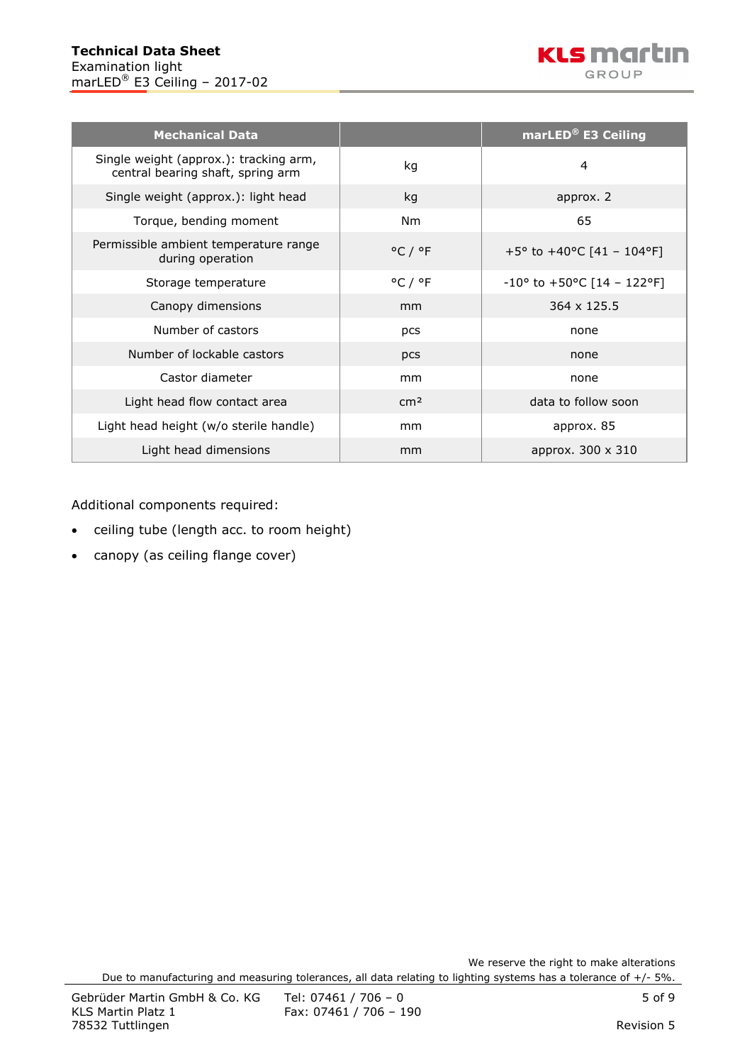| Mechanical Data | | marLED® E3 Ceiling |
|---|---|---|
| Single weight (approx.): tracking arm, central bearing shaft, spring arm | kg | 4 |
| Single weight (approx.): light head | kg | approx. 2 |
| Torque, bending moment | Nm | 65 |
| Permissible ambient temperature range during operation | °C / °F | +5° to +40°C [41 – 104°F] |
| Storage temperature | °C / °F | -10° to +50°C [14 – 122°F] |
| Canopy dimensions | mm | 364 x 125.5 |
| Number of castors | pcs | none |
| Number of lockable castors | pcs | none |
| Castor diameter | mm | none |
| Light head flow contact area | cm² | data to follow soon |
| Light head height (w/o sterile handle) | mm | approx. 85 |
| Light head dimensions | mm | approx. 300 x 310 |

Additional components required:

- ceiling tube (length acc. to room height)
- canopy (as ceiling flange cover)

We reserve the right to make alterations

Due to manufacturing and measuring tolerances, all data relating to lighting systems has a tolerance of +/- 5%.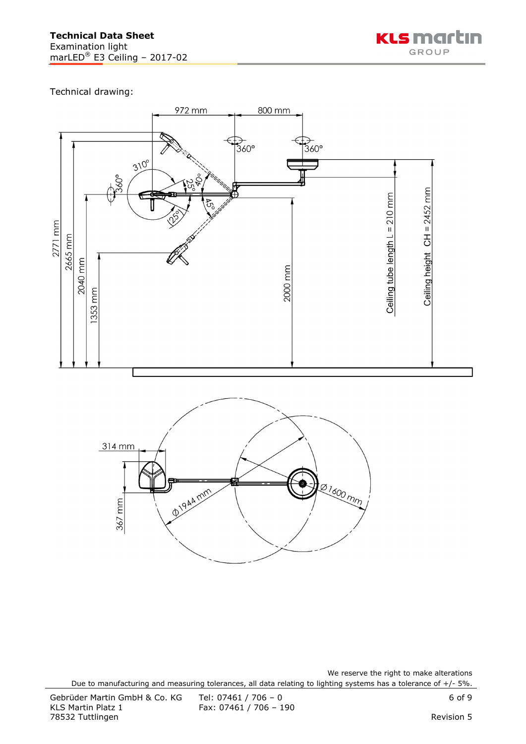Technical drawing:

972 mm 800 mm

360° 360°

310° 360° 25° 40° 45° 25°

2771 mm 2665 mm 2040 mm 1353 mm 2000 mm

Ceiling tube length L = 210 mm

Ceiling height CH = 2452 mm

314 mm

367 mm

Ø 1944 mm

Ø 1600 mm

We reserve the right to make alterations
Due to manufacturing and measuring tolerances, all data relating to lighting systems has a tolerance of +/- 5%.

Gebrüder Martin GmbH & Co. KG
KLS Martin Platz 1
78532 Tuttlingen

Tel: 07461 / 706 – 0
Fax: 07461 / 706 – 190

Revision 5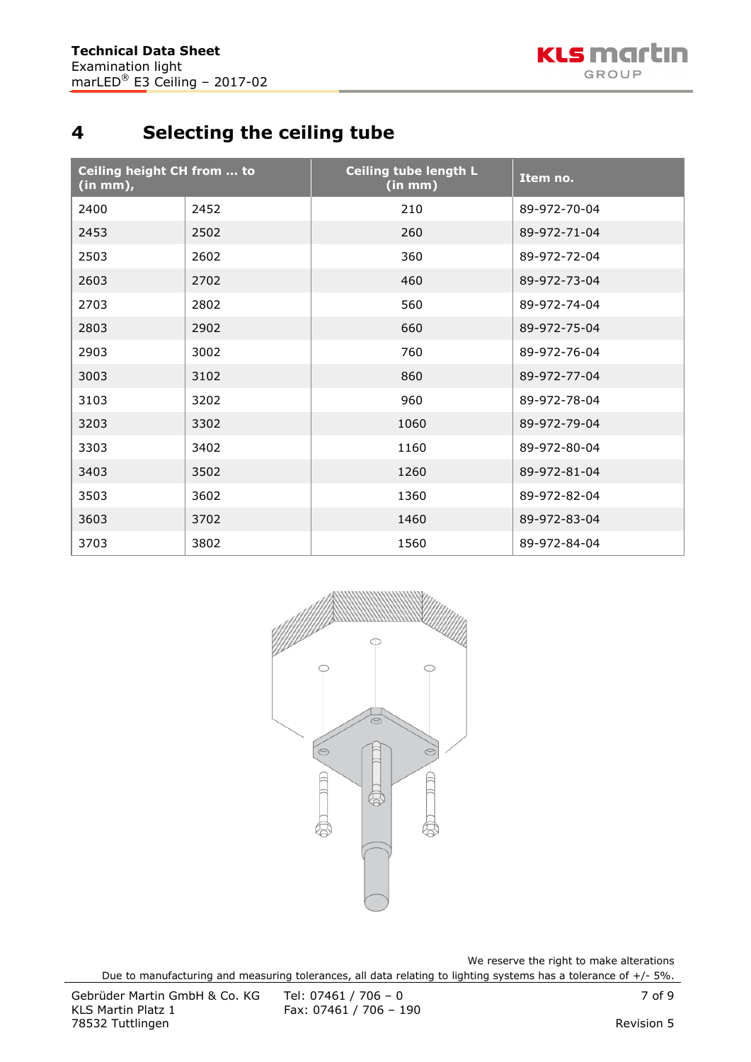# 4 Selecting the ceiling tube

| Ceiling height CH from ... to (in mm), | | Ceiling tube length L (in mm) | Item no. |
|---|---|---|---|
| 2400 | 2452 | 210 | 89-972-70-04 |
| 2453 | 2502 | 260 | 89-972-71-04 |
| 2503 | 2602 | 360 | 89-972-72-04 |
| 2603 | 2702 | 460 | 89-972-73-04 |
| 2703 | 2802 | 560 | 89-972-74-04 |
| 2803 | 2902 | 660 | 89-972-75-04 |
| 2903 | 3002 | 760 | 89-972-76-04 |
| 3003 | 3102 | 860 | 89-972-77-04 |
| 3103 | 3202 | 960 | 89-972-78-04 |
| 3203 | 3302 | 1060 | 89-972-79-04 |
| 3303 | 3402 | 1160 | 89-972-80-04 |
| 3403 | 3502 | 1260 | 89-972-81-04 |
| 3503 | 3602 | 1360 | 89-972-82-04 |
| 3603 | 3702 | 1460 | 89-972-83-04 |
| 3703 | 3802 | 1560 | 89-972-84-04 |

We reserve the right to make alterations

Due to manufacturing and measuring tolerances, all data relating to lighting systems has a tolerance of +/- 5%.

Gebrüder Martin GmbH & Co. KG
KLS Martin Platz 1
78532 Tuttlingen

Tel: 07461 / 706 – 0
Fax: 07461 / 706 – 190

Revision 5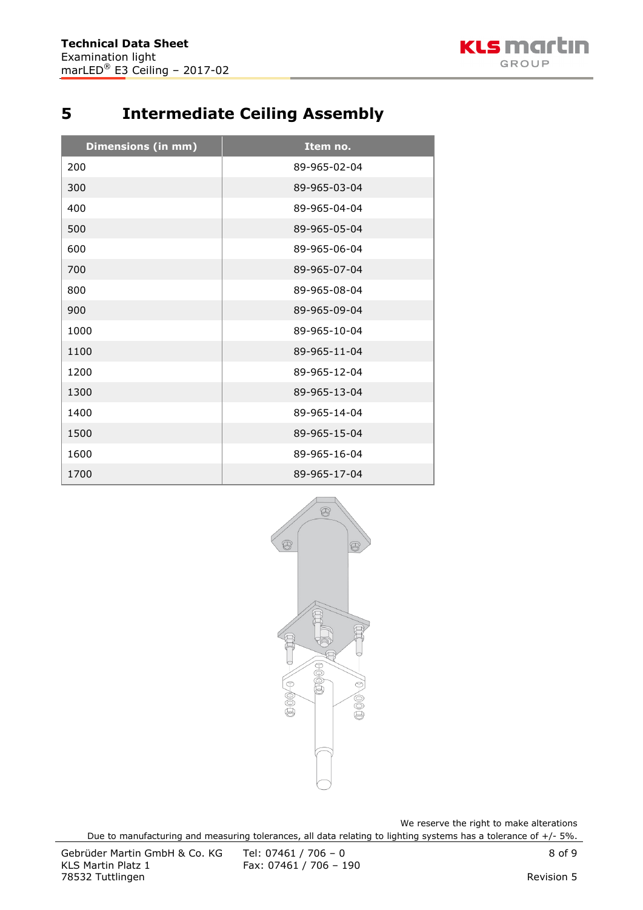# 5 Intermediate Ceiling Assembly

| Dimensions (in mm) | Item no. |
|---|---|
| 200 | 89-965-02-04 |
| 300 | 89-965-03-04 |
| 400 | 89-965-04-04 |
| 500 | 89-965-05-04 |
| 600 | 89-965-06-04 |
| 700 | 89-965-07-04 |
| 800 | 89-965-08-04 |
| 900 | 89-965-09-04 |
| 1000 | 89-965-10-04 |
| 1100 | 89-965-11-04 |
| 1200 | 89-965-12-04 |
| 1300 | 89-965-13-04 |
| 1400 | 89-965-14-04 |
| 1500 | 89-965-15-04 |
| 1600 | 89-965-16-04 |
| 1700 | 89-965-17-04 |

We reserve the right to make alterations

Due to manufacturing and measuring tolerances, all data relating to lighting systems has a tolerance of +/- 5%.

Gebrüder Martin GmbH & Co. KG
KLS Martin Platz 1
78532 Tuttlingen

Tel: 07461 / 706 – 0
Fax: 07461 / 706 – 190

Revision 5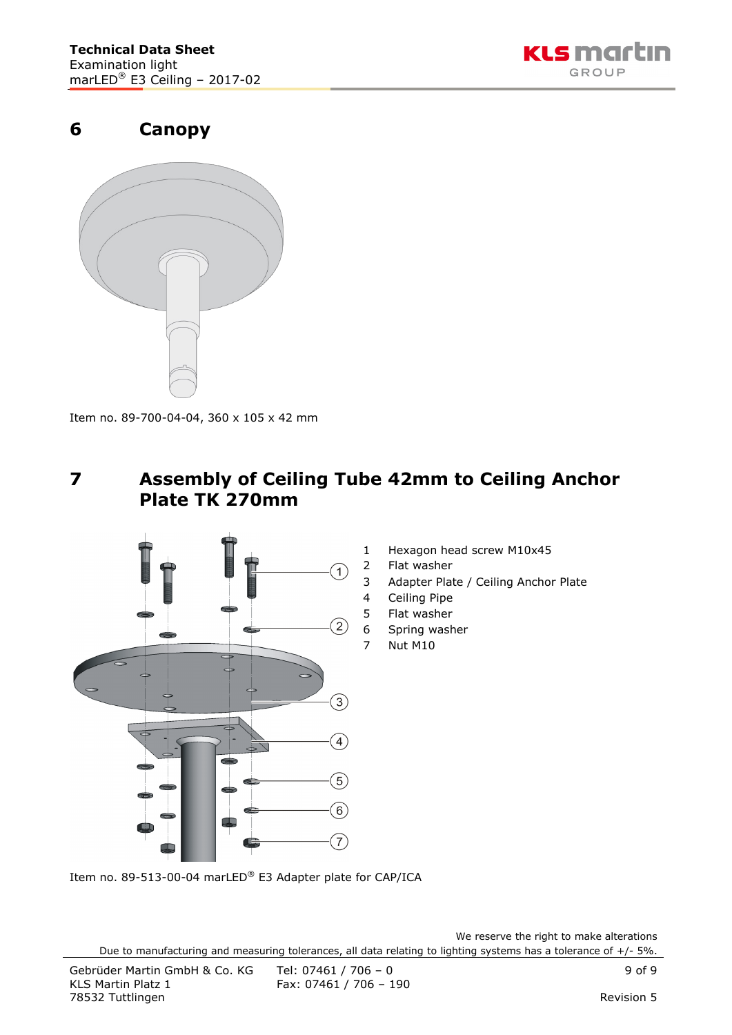## 6 Canopy

Item no. 89-700-04-04, 360 x 105 x 42 mm

## 7 Assembly of Ceiling Tube 42mm to Ceiling Anchor Plate TK 270mm

1 Hexagon head screw M10x45
2 Flat washer
3 Adapter Plate / Ceiling Anchor Plate
4 Ceiling Pipe
5 Flat washer
6 Spring washer
7 Nut M10

Item no. 89-513-00-04 marLED® E3 Adapter plate for CAP/ICA

We reserve the right to make alterations
Due to manufacturing and measuring tolerances, all data relating to lighting systems has a tolerance of +/- 5%.

Gebrüder Martin GmbH & Co. KG
KLS Martin Platz 1
78532 Tuttlingen

Tel: 07461 / 706 – 0
Fax: 07461 / 706 – 190

Revision 5